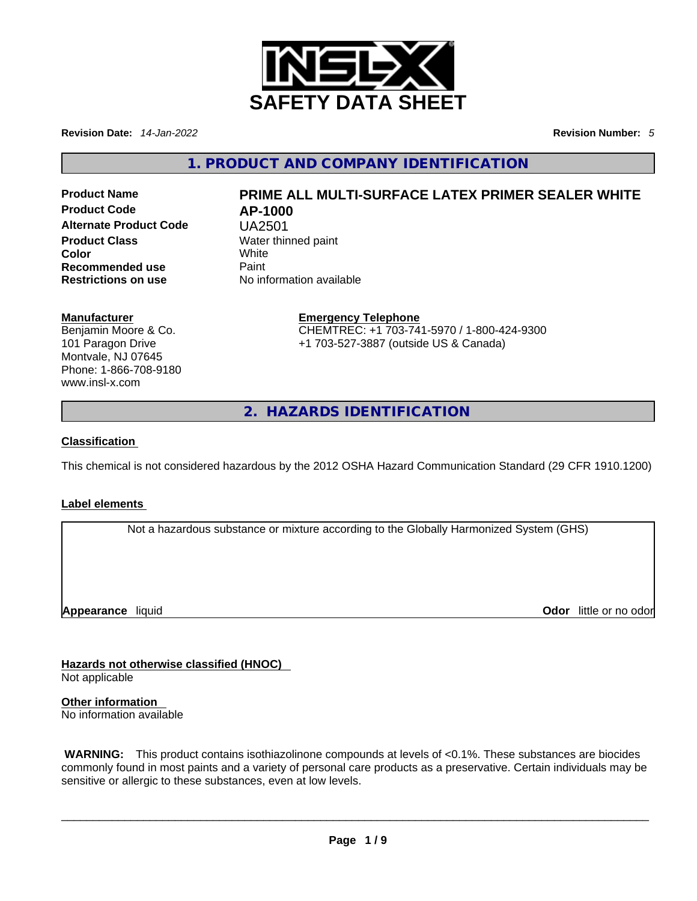# SAFETY DATA SHEET

**Revision Date:** *14-Jan-2022* **Revision Number:** *5*

## 1. PRODUCT AND COMPANY IDENTIFICATION

| | |
|---|---|
| **Product Name** | **PRIME ALL MULTI-SURFACE LATEX PRIMER SEALER WHITE** |
| **Product Code** | **AP-1000** |
| **Alternate Product Code** | UA2501 |
| **Product Class** | Water thinned paint |
| **Color** | White |
| **Recommended use** | Paint |
| **Restrictions on use** | No information available |

**Manufacturer**
Benjamin Moore & Co.
101 Paragon Drive
Montvale, NJ 07645
Phone: 1-866-708-9180
www.insl-x.com

**Emergency Telephone**
CHEMTREC: +1 703-741-5970 / 1-800-424-9300
+1 703-527-3887 (outside US & Canada)

## 2. HAZARDS IDENTIFICATION

**Classification**

This chemical is not considered hazardous by the 2012 OSHA Hazard Communication Standard (29 CFR 1910.1200)

**Label elements**

Not a hazardous substance or mixture according to the Globally Harmonized System (GHS)

**Appearance** liquid **Odor** little or no odor

**Hazards not otherwise classified (HNOC)**
Not applicable

**Other information**
No information available

**WARNING:** This product contains isothiazolinone compounds at levels of <0.1%. These substances are biocides commonly found in most paints and a variety of personal care products as a preservative. Certain individuals may be sensitive or allergic to these substances, even at low levels.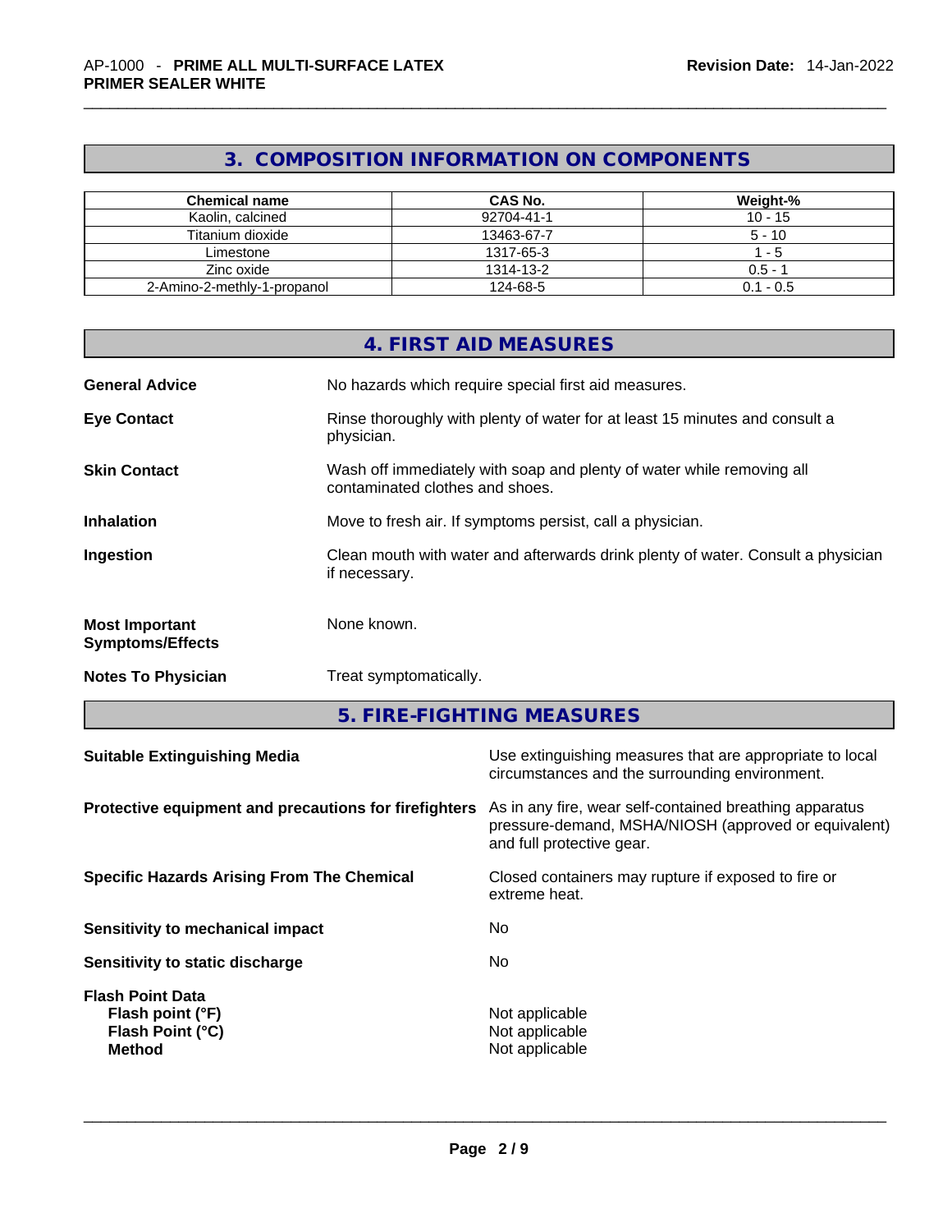## 3. COMPOSITION INFORMATION ON COMPONENTS

| Chemical name | CAS No. | Weight-% |
|---|---|---|
| Kaolin, calcined | 92704-41-1 | 10 - 15 |
| Titanium dioxide | 13463-67-7 | 5 - 10 |
| Limestone | 1317-65-3 | 1 - 5 |
| Zinc oxide | 1314-13-2 | 0.5 - 1 |
| 2-Amino-2-methly-1-propanol | 124-68-5 | 0.1 - 0.5 |

## 4. FIRST AID MEASURES

**General Advice** No hazards which require special first aid measures.

**Eye Contact** Rinse thoroughly with plenty of water for at least 15 minutes and consult a physician.

**Skin Contact** Wash off immediately with soap and plenty of water while removing all contaminated clothes and shoes.

**Inhalation** Move to fresh air. If symptoms persist, call a physician.

**Ingestion** Clean mouth with water and afterwards drink plenty of water. Consult a physician if necessary.

**Most Important Symptoms/Effects** None known.

**Notes To Physician** Treat symptomatically.

## 5. FIRE-FIGHTING MEASURES

**Suitable Extinguishing Media** Use extinguishing measures that are appropriate to local circumstances and the surrounding environment.

**Protective equipment and precautions for firefighters** As in any fire, wear self-contained breathing apparatus pressure-demand, MSHA/NIOSH (approved or equivalent) and full protective gear.

**Specific Hazards Arising From The Chemical** Closed containers may rupture if exposed to fire or extreme heat.

**Sensitivity to mechanical impact** No

**Sensitivity to static discharge** No

**Flash Point Data**
**Flash point (°F)** Not applicable
**Flash Point (°C)** Not applicable
**Method** Not applicable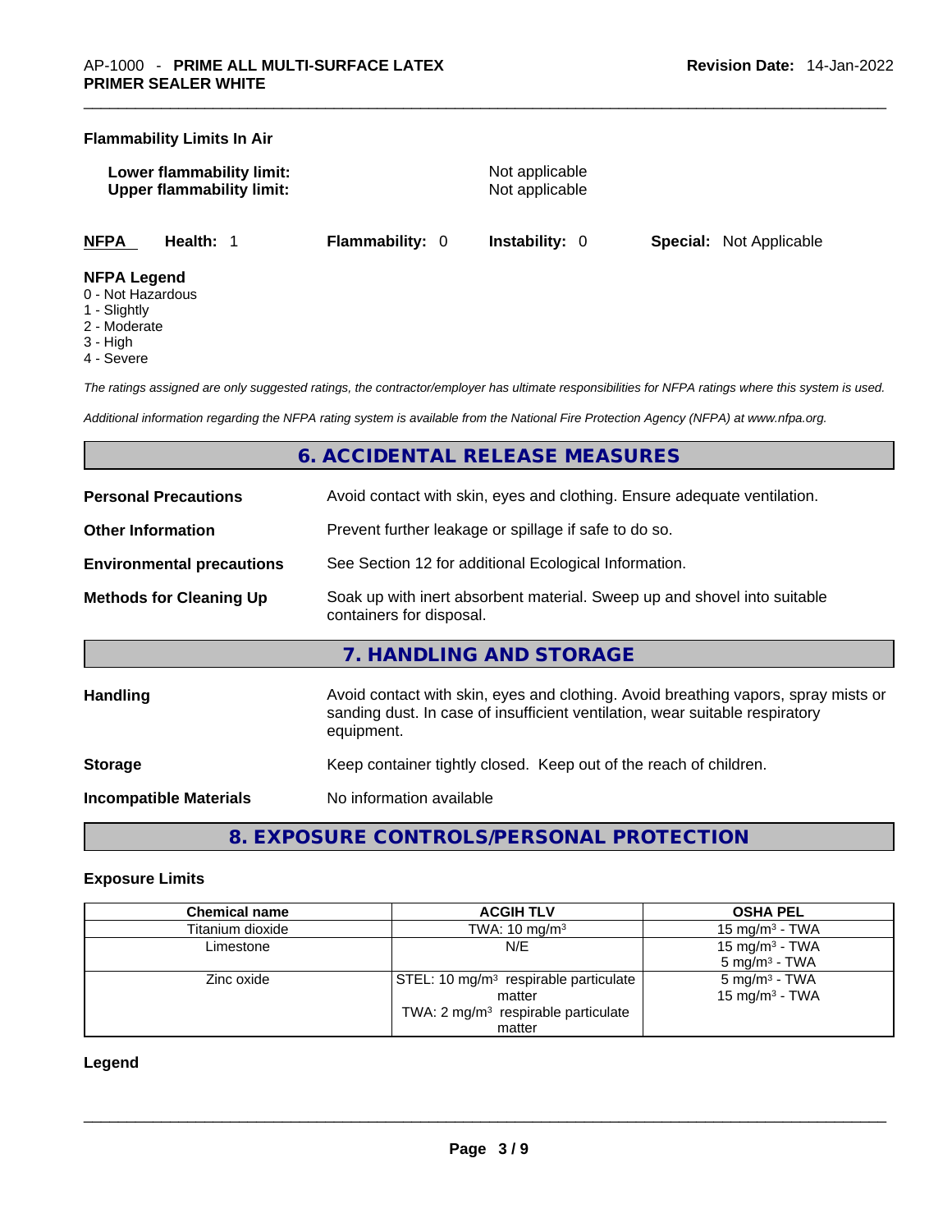### Flammability Limits In Air

**Lower flammability limit:** Not applicable
**Upper flammability limit:** Not applicable

| **NFPA** | **Health:** 1 | **Flammability:** 0 | **Instability:** 0 | **Special:** Not Applicable |
|---|---|---|---|---|

**NFPA Legend**
0 - Not Hazardous
1 - Slightly
2 - Moderate
3 - High
4 - Severe

*The ratings assigned are only suggested ratings, the contractor/employer has ultimate responsibilities for NFPA ratings where this system is used.*

*Additional information regarding the NFPA rating system is available from the National Fire Protection Agency (NFPA) at www.nfpa.org.*

## 6. ACCIDENTAL RELEASE MEASURES

| | |
|---|---|
| **Personal Precautions** | Avoid contact with skin, eyes and clothing. Ensure adequate ventilation. |
| **Other Information** | Prevent further leakage or spillage if safe to do so. |
| **Environmental precautions** | See Section 12 for additional Ecological Information. |
| **Methods for Cleaning Up** | Soak up with inert absorbent material. Sweep up and shovel into suitable containers for disposal. |

## 7. HANDLING AND STORAGE

| | |
|---|---|
| **Handling** | Avoid contact with skin, eyes and clothing. Avoid breathing vapors, spray mists or sanding dust. In case of insufficient ventilation, wear suitable respiratory equipment. |
| **Storage** | Keep container tightly closed. Keep out of the reach of children. |
| **Incompatible Materials** | No information available |

## 8. EXPOSURE CONTROLS/PERSONAL PROTECTION

### Exposure Limits

| Chemical name | ACGIH TLV | OSHA PEL |
|---|---|---|
| Titanium dioxide | TWA: 10 mg/m³ | 15 mg/m³ - TWA |
| Limestone | N/E | 15 mg/m³ - TWA<br>5 mg/m³ - TWA |
| Zinc oxide | STEL: 10 mg/m³ respirable particulate matter<br>TWA: 2 mg/m³ respirable particulate matter | 5 mg/m³ - TWA<br>15 mg/m³ - TWA |

**Legend**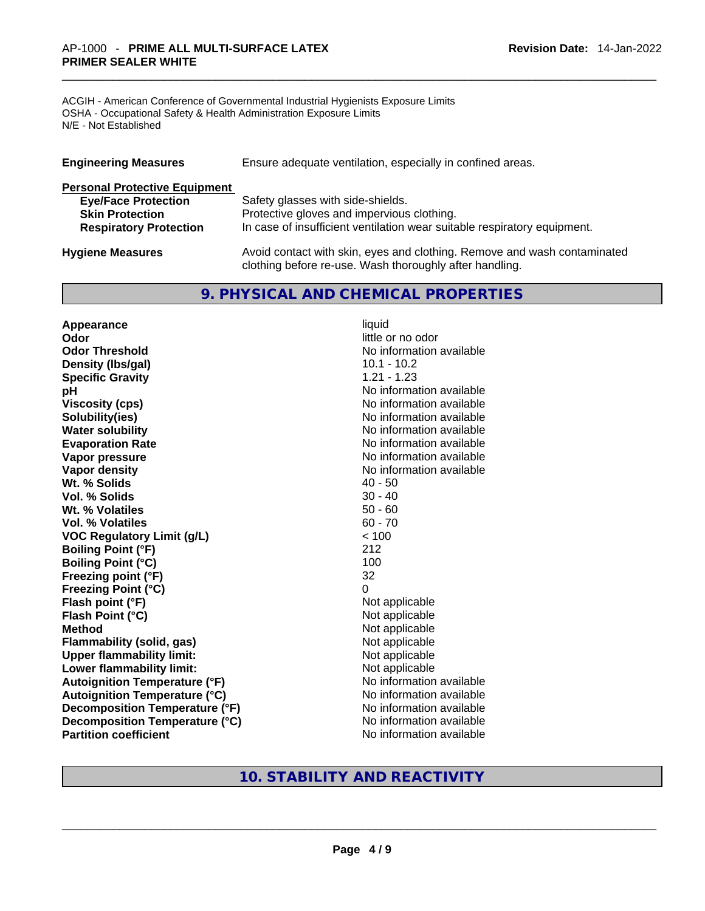ACGIH - American Conference of Governmental Industrial Hygienists Exposure Limits
OSHA - Occupational Safety & Health Administration Exposure Limits
N/E - Not Established

**Engineering Measures** Ensure adequate ventilation, especially in confined areas.

**Personal Protective Equipment**

| | |
|---|---|
| **Eye/Face Protection** | Safety glasses with side-shields. |
| **Skin Protection** | Protective gloves and impervious clothing. |
| **Respiratory Protection** | In case of insufficient ventilation wear suitable respiratory equipment. |

**Hygiene Measures** Avoid contact with skin, eyes and clothing. Remove and wash contaminated clothing before re-use. Wash thoroughly after handling.

## 9. PHYSICAL AND CHEMICAL PROPERTIES

| | |
|---|---|
| **Appearance** | liquid |
| **Odor** | little or no odor |
| **Odor Threshold** | No information available |
| **Density (lbs/gal)** | 10.1 - 10.2 |
| **Specific Gravity** | 1.21 - 1.23 |
| **pH** | No information available |
| **Viscosity (cps)** | No information available |
| **Solubility(ies)** | No information available |
| **Water solubility** | No information available |
| **Evaporation Rate** | No information available |
| **Vapor pressure** | No information available |
| **Vapor density** | No information available |
| **Wt. % Solids** | 40 - 50 |
| **Vol. % Solids** | 30 - 40 |
| **Wt. % Volatiles** | 50 - 60 |
| **Vol. % Volatiles** | 60 - 70 |
| **VOC Regulatory Limit (g/L)** | < 100 |
| **Boiling Point (°F)** | 212 |
| **Boiling Point (°C)** | 100 |
| **Freezing point (°F)** | 32 |
| **Freezing Point (°C)** | 0 |
| **Flash point (°F)** | Not applicable |
| **Flash Point (°C)** | Not applicable |
| **Method** | Not applicable |
| **Flammability (solid, gas)** | Not applicable |
| **Upper flammability limit:** | Not applicable |
| **Lower flammability limit:** | Not applicable |
| **Autoignition Temperature (°F)** | No information available |
| **Autoignition Temperature (°C)** | No information available |
| **Decomposition Temperature (°F)** | No information available |
| **Decomposition Temperature (°C)** | No information available |
| **Partition coefficient** | No information available |

## 10. STABILITY AND REACTIVITY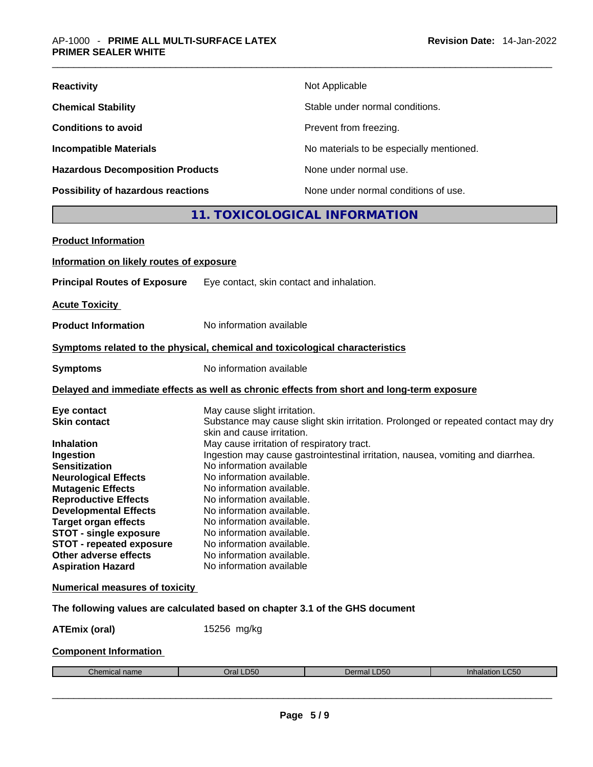| | |
|---|---|
| **Reactivity** | Not Applicable |
| **Chemical Stability** | Stable under normal conditions. |
| **Conditions to avoid** | Prevent from freezing. |
| **Incompatible Materials** | No materials to be especially mentioned. |
| **Hazardous Decomposition Products** | None under normal use. |
| **Possibility of hazardous reactions** | None under normal conditions of use. |

## 11. TOXICOLOGICAL INFORMATION

**Product Information**

**Information on likely routes of exposure**

**Principal Routes of Exposure** Eye contact, skin contact and inhalation.

**Acute Toxicity**

**Product Information** No information available

**Symptoms related to the physical, chemical and toxicological characteristics**

**Symptoms** No information available

**Delayed and immediate effects as well as chronic effects from short and long-term exposure**

| | |
|---|---|
| **Eye contact** | May cause slight irritation. |
| **Skin contact** | Substance may cause slight skin irritation. Prolonged or repeated contact may dry skin and cause irritation. |
| **Inhalation** | May cause irritation of respiratory tract. |
| **Ingestion** | Ingestion may cause gastrointestinal irritation, nausea, vomiting and diarrhea. |
| **Sensitization** | No information available |
| **Neurological Effects** | No information available. |
| **Mutagenic Effects** | No information available. |
| **Reproductive Effects** | No information available. |
| **Developmental Effects** | No information available. |
| **Target organ effects** | No information available. |
| **STOT - single exposure** | No information available. |
| **STOT - repeated exposure** | No information available. |
| **Other adverse effects** | No information available. |
| **Aspiration Hazard** | No information available |

**Numerical measures of toxicity**

**The following values are calculated based on chapter 3.1 of the GHS document**

**ATEmix (oral)** 15256 mg/kg

**Component Information**

| Chemical name | Oral LD50 | Dermal LD50 | Inhalation LC50 |
|---|---|---|---|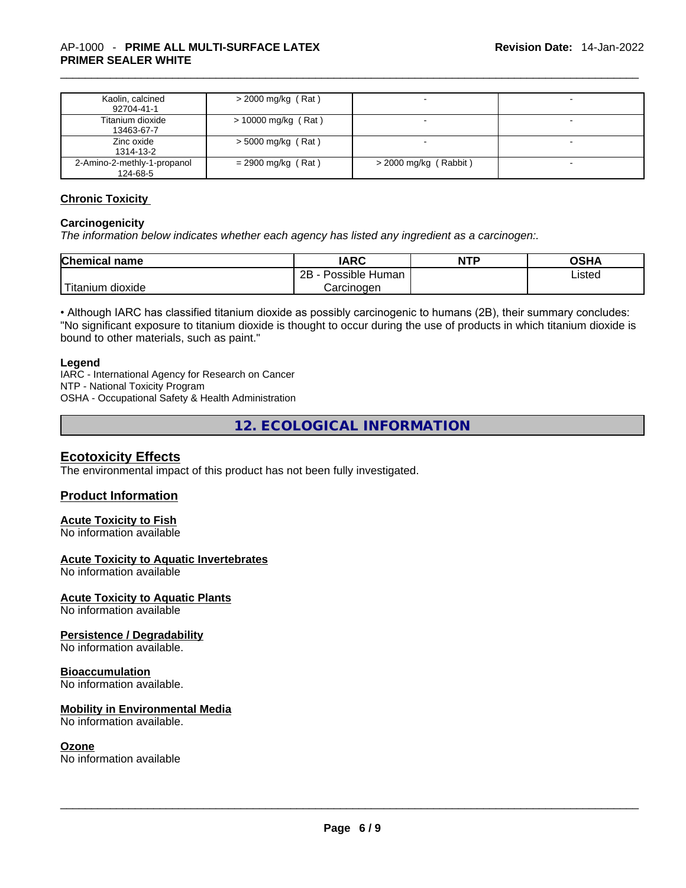| Kaolin, calcined<br>92704-41-1 | > 2000 mg/kg ( Rat ) | - | - |
| --- | --- | --- | --- |
| Titanium dioxide<br>13463-67-7 | > 10000 mg/kg ( Rat ) | - | - |
| Zinc oxide<br>1314-13-2 | > 5000 mg/kg ( Rat ) | - | - |
| 2-Amino-2-methly-1-propanol<br>124-68-5 | = 2900 mg/kg ( Rat ) | > 2000 mg/kg ( Rabbit ) | - |

## Chronic Toxicity

### Carcinogenicity

*The information below indicates whether each agency has listed any ingredient as a carcinogen:.*

| Chemical name | IARC | NTP | OSHA |
| --- | --- | --- | --- |
| Titanium dioxide | 2B - Possible Human Carcinogen | | Listed |

• Although IARC has classified titanium dioxide as possibly carcinogenic to humans (2B), their summary concludes: "No significant exposure to titanium dioxide is thought to occur during the use of products in which titanium dioxide is bound to other materials, such as paint."

**Legend**

IARC - International Agency for Research on Cancer
NTP - National Toxicity Program
OSHA - Occupational Safety & Health Administration

# 12. ECOLOGICAL INFORMATION

## Ecotoxicity Effects

The environmental impact of this product has not been fully investigated.

## Product Information

### Acute Toxicity to Fish

No information available

### Acute Toxicity to Aquatic Invertebrates

No information available

### Acute Toxicity to Aquatic Plants

No information available

### Persistence / Degradability

No information available.

### Bioaccumulation

No information available.

### Mobility in Environmental Media

No information available.

### Ozone

No information available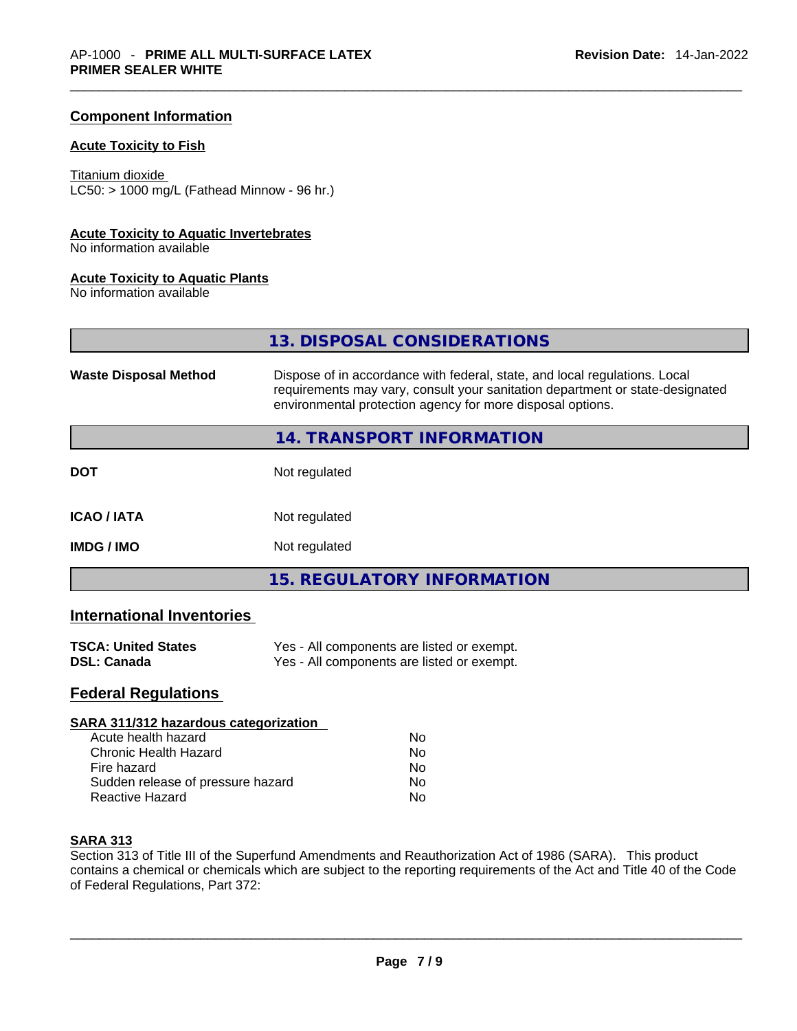## Component Information

### Acute Toxicity to Fish

Titanium dioxide
LC50: > 1000 mg/L (Fathead Minnow - 96 hr.)

### Acute Toxicity to Aquatic Invertebrates

No information available

### Acute Toxicity to Aquatic Plants

No information available

## 13. DISPOSAL CONSIDERATIONS

| | |
|---|---|
| **Waste Disposal Method** | Dispose of in accordance with federal, state, and local regulations. Local requirements may vary, consult your sanitation department or state-designated environmental protection agency for more disposal options. |

## 14. TRANSPORT INFORMATION

| | |
|---|---|
| **DOT** | Not regulated |
| **ICAO / IATA** | Not regulated |
| **IMDG / IMO** | Not regulated |

## 15. REGULATORY INFORMATION

### International Inventories

| | |
|---|---|
| **TSCA: United States** | Yes - All components are listed or exempt. |
| **DSL: Canada** | Yes - All components are listed or exempt. |

### Federal Regulations

#### SARA 311/312 hazardous categorization

| | |
|---|---|
| Acute health hazard | No |
| Chronic Health Hazard | No |
| Fire hazard | No |
| Sudden release of pressure hazard | No |
| Reactive Hazard | No |

#### SARA 313

Section 313 of Title III of the Superfund Amendments and Reauthorization Act of 1986 (SARA). This product contains a chemical or chemicals which are subject to the reporting requirements of the Act and Title 40 of the Code of Federal Regulations, Part 372: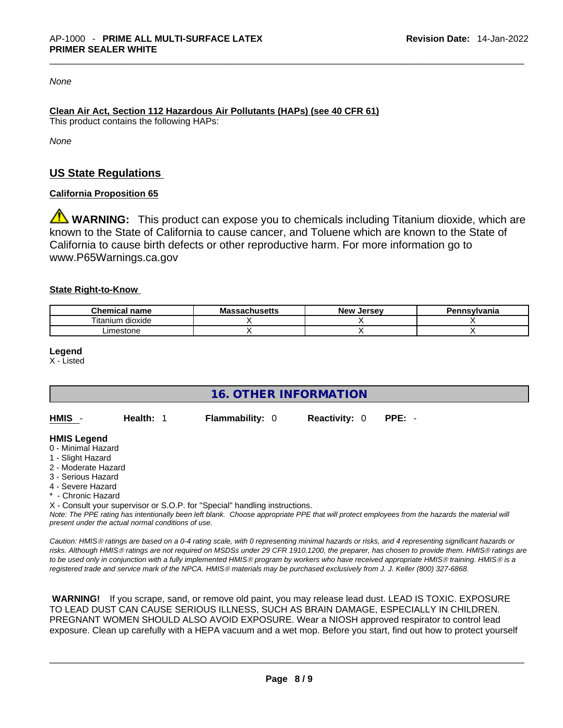*None*

**Clean Air Act, Section 112 Hazardous Air Pollutants (HAPs) (see 40 CFR 61)**

This product contains the following HAPs:

*None*

## US State Regulations

**California Proposition 65**

⚠ **WARNING:** This product can expose you to chemicals including Titanium dioxide, which are known to the State of California to cause cancer, and Toluene which are known to the State of California to cause birth defects or other reproductive harm. For more information go to www.P65Warnings.ca.gov

**State Right-to-Know**

| Chemical name | Massachusetts | New Jersey | Pennsylvania |
|---|---|---|---|
| Titanium dioxide | X | X | X |
| Limestone | X | X | X |

**Legend**

X - Listed

## 16. OTHER INFORMATION

**HMIS** - **Health:** 1 **Flammability:** 0 **Reactivity:** 0 **PPE:** -

**HMIS Legend**

0 - Minimal Hazard
1 - Slight Hazard
2 - Moderate Hazard
3 - Serious Hazard
4 - Severe Hazard
* - Chronic Hazard
X - Consult your supervisor or S.O.P. for "Special" handling instructions.

*Note: The PPE rating has intentionally been left blank. Choose appropriate PPE that will protect employees from the hazards the material will present under the actual normal conditions of use.*

*Caution: HMIS® ratings are based on a 0-4 rating scale, with 0 representing minimal hazards or risks, and 4 representing significant hazards or risks. Although HMIS® ratings are not required on MSDSs under 29 CFR 1910.1200, the preparer, has chosen to provide them. HMIS® ratings are to be used only in conjunction with a fully implemented HMIS® program by workers who have received appropriate HMIS® training. HMIS® is a registered trade and service mark of the NPCA. HMIS® materials may be purchased exclusively from J. J. Keller (800) 327-6868.*

**WARNING!** If you scrape, sand, or remove old paint, you may release lead dust. LEAD IS TOXIC. EXPOSURE TO LEAD DUST CAN CAUSE SERIOUS ILLNESS, SUCH AS BRAIN DAMAGE, ESPECIALLY IN CHILDREN. PREGNANT WOMEN SHOULD ALSO AVOID EXPOSURE. Wear a NIOSH approved respirator to control lead exposure. Clean up carefully with a HEPA vacuum and a wet mop. Before you start, find out how to protect yourself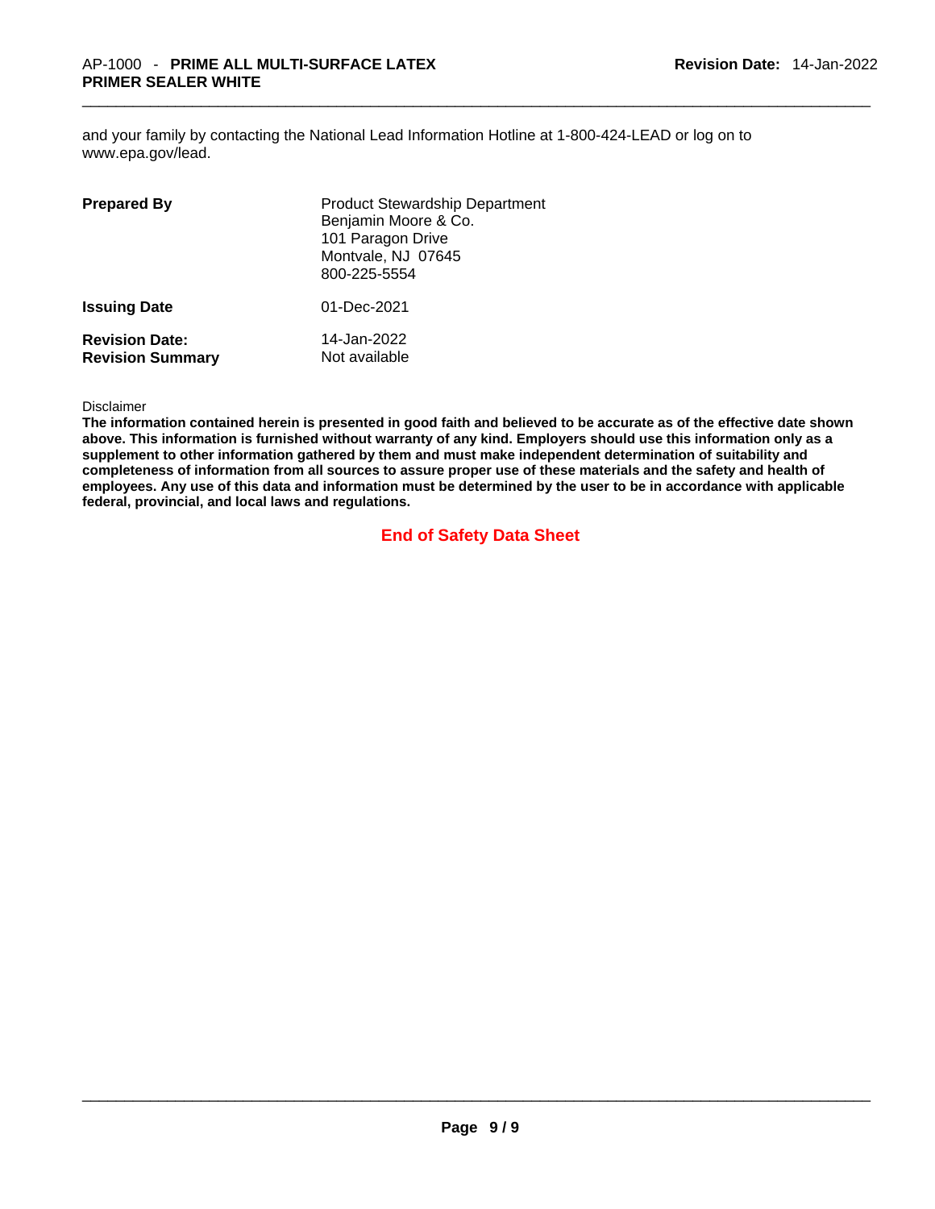and your family by contacting the National Lead Information Hotline at 1-800-424-LEAD or log on to www.epa.gov/lead.

| | |
|---|---|
| **Prepared By** | Product Stewardship Department<br>Benjamin Moore & Co.<br>101 Paragon Drive<br>Montvale, NJ 07645<br>800-225-5554 |
| **Issuing Date** | 01-Dec-2021 |
| **Revision Date:** | 14-Jan-2022 |
| **Revision Summary** | Not available |

Disclaimer

**The information contained herein is presented in good faith and believed to be accurate as of the effective date shown above. This information is furnished without warranty of any kind. Employers should use this information only as a supplement to other information gathered by them and must make independent determination of suitability and completeness of information from all sources to assure proper use of these materials and the safety and health of employees. Any use of this data and information must be determined by the user to be in accordance with applicable federal, provincial, and local laws and regulations.**

**End of Safety Data Sheet**